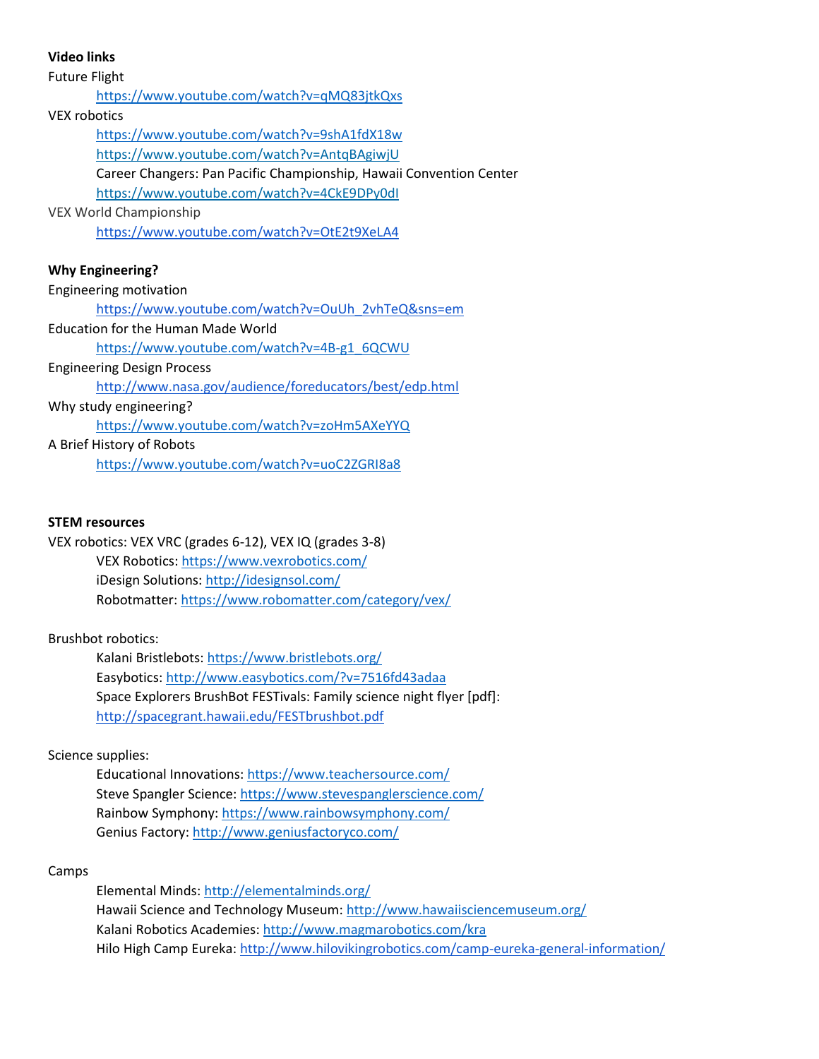**Video links**

Future Flight

- https://www.youtube.com/watch?v=qMQ83jtkQxs

VEX robotics

- https://www.youtube.com/watch?v=9shA1fdX18w
- https://www.youtube.com/watch?v=AntqBAgiwjU
- Career Changers: Pan Pacific Championship, Hawaii Convention Center
- https://www.youtube.com/watch?v=4CkE9DPy0dI

VEX World Championship

- https://www.youtube.com/watch?v=OtE2t9XeLA4

**Why Engineering?**

Engineering motivation

- https://www.youtube.com/watch?v=OuUh_2vhTeQ&sns=em

Education for the Human Made World

- https://www.youtube.com/watch?v=4B-g1_6QCWU

Engineering Design Process

- http://www.nasa.gov/audience/foreducators/best/edp.html

Why study engineering?

- https://www.youtube.com/watch?v=zoHm5AXeYYQ

A Brief History of Robots

- https://www.youtube.com/watch?v=uoC2ZGRI8a8

**STEM resources**

VEX robotics: VEX VRC (grades 6-12), VEX IQ (grades 3-8)

- VEX Robotics: https://www.vexrobotics.com/
- iDesign Solutions: http://idesignsol.com/
- Robotmatter: https://www.robomatter.com/category/vex/

Brushbot robotics:

- Kalani Bristlebots: https://www.bristlebots.org/
- Easybotics: http://www.easybotics.com/?v=7516fd43adaa
- Space Explorers BrushBot FESTivals: Family science night flyer [pdf]: http://spacegrant.hawaii.edu/FESTbrushbot.pdf

Science supplies:

- Educational Innovations: https://www.teachersource.com/
- Steve Spangler Science: https://www.stevespanglerscience.com/
- Rainbow Symphony: https://www.rainbowsymphony.com/
- Genius Factory: http://www.geniusfactoryco.com/

Camps

- Elemental Minds: http://elementalminds.org/
- Hawaii Science and Technology Museum: http://www.hawaiisciencemuseum.org/
- Kalani Robotics Academies: http://www.magmarobotics.com/kra
- Hilo High Camp Eureka: http://www.hilovikingrobotics.com/camp-eureka-general-information/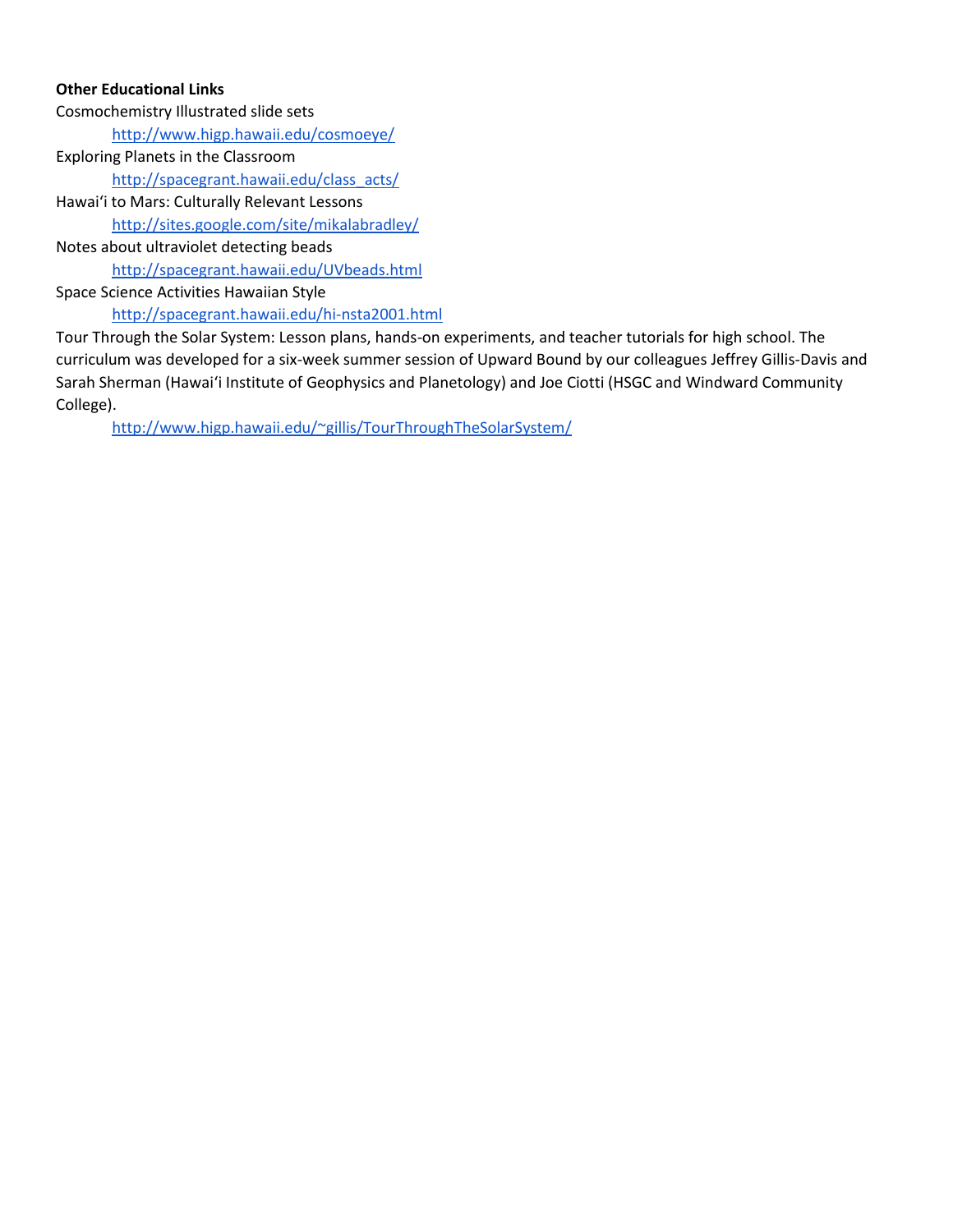**Other Educational Links**

Cosmochemistry Illustrated slide sets

http://www.higp.hawaii.edu/cosmoeye/

Exploring Planets in the Classroom

http://spacegrant.hawaii.edu/class_acts/

Hawaiʻi to Mars: Culturally Relevant Lessons

http://sites.google.com/site/mikalabradley/

Notes about ultraviolet detecting beads

http://spacegrant.hawaii.edu/UVbeads.html

Space Science Activities Hawaiian Style

http://spacegrant.hawaii.edu/hi-nsta2001.html

Tour Through the Solar System: Lesson plans, hands-on experiments, and teacher tutorials for high school. The curriculum was developed for a six-week summer session of Upward Bound by our colleagues Jeffrey Gillis-Davis and Sarah Sherman (Hawaiʻi Institute of Geophysics and Planetology) and Joe Ciotti (HSGC and Windward Community College).

http://www.higp.hawaii.edu/~gillis/TourThroughTheSolarSystem/